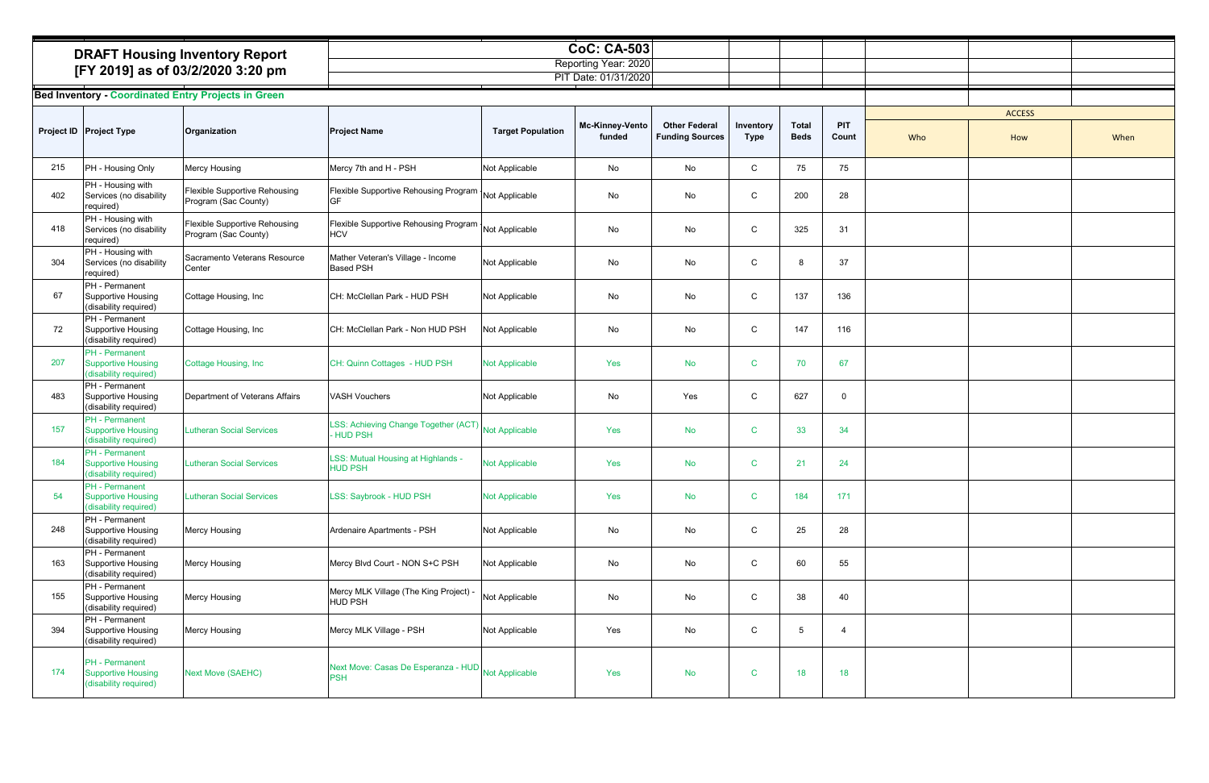# DRAFT Housing Inventory Report

## [FY 2019] as of 03/2/2020 3:20 pm

**CoC: CA-503**

Reporting Year: 2020

PIT Date: 01/31/2020

**Bed Inventory - Coordinated Entry Projects in Green**

| Project ID | Project Type | Organization | Project Name | Target Population | Mc-Kinney-Vento funded | Other Federal Funding Sources | Inventory Type | Total Beds | PIT Count | ACCESS | | |
|---|---|---|---|---|---|---|---|---|---|---|---|---|
| | | | | | | | | | | Who | How | When |
| 215 | PH - Housing Only | Mercy Housing | Mercy 7th and H - PSH | Not Applicable | No | No | C | 75 | 75 | | | |
| 402 | PH - Housing with Services (no disability required) | Flexible Supportive Rehousing Program (Sac County) | Flexible Supportive Rehousing Program - GF | Not Applicable | No | No | C | 200 | 28 | | | |
| 418 | PH - Housing with Services (no disability required) | Flexible Supportive Rehousing Program (Sac County) | Flexible Supportive Rehousing Program - HCV | Not Applicable | No | No | C | 325 | 31 | | | |
| 304 | PH - Housing with Services (no disability required) | Sacramento Veterans Resource Center | Mather Veteran's Village - Income Based PSH | Not Applicable | No | No | C | 8 | 37 | | | |
| 67 | PH - Permanent Supportive Housing (disability required) | Cottage Housing, Inc | CH: McClellan Park - HUD PSH | Not Applicable | No | No | C | 137 | 136 | | | |
| 72 | PH - Permanent Supportive Housing (disability required) | Cottage Housing, Inc | CH: McClellan Park - Non HUD PSH | Not Applicable | No | No | C | 147 | 116 | | | |
| 207 | PH - Permanent Supportive Housing (disability required) | Cottage Housing, Inc | CH: Quinn Cottages - HUD PSH | Not Applicable | Yes | No | C | 70 | 67 | | | |
| 483 | PH - Permanent Supportive Housing (disability required) | Department of Veterans Affairs | VASH Vouchers | Not Applicable | No | Yes | C | 627 | 0 | | | |
| 157 | PH - Permanent Supportive Housing (disability required) | Lutheran Social Services | LSS: Achieving Change Together (ACT) - HUD PSH | Not Applicable | Yes | No | C | 33 | 34 | | | |
| 184 | PH - Permanent Supportive Housing (disability required) | Lutheran Social Services | LSS: Mutual Housing at Highlands - HUD PSH | Not Applicable | Yes | No | C | 21 | 24 | | | |
| 54 | PH - Permanent Supportive Housing (disability required) | Lutheran Social Services | LSS: Saybrook - HUD PSH | Not Applicable | Yes | No | C | 184 | 171 | | | |
| 248 | PH - Permanent Supportive Housing (disability required) | Mercy Housing | Ardenaire Apartments - PSH | Not Applicable | No | No | C | 25 | 28 | | | |
| 163 | PH - Permanent Supportive Housing (disability required) | Mercy Housing | Mercy Blvd Court - NON S+C PSH | Not Applicable | No | No | C | 60 | 55 | | | |
| 155 | PH - Permanent Supportive Housing (disability required) | Mercy Housing | Mercy MLK Village (The King Project) - HUD PSH | Not Applicable | No | No | C | 38 | 40 | | | |
| 394 | PH - Permanent Supportive Housing (disability required) | Mercy Housing | Mercy MLK Village - PSH | Not Applicable | Yes | No | C | 5 | 4 | | | |
| 174 | PH - Permanent Supportive Housing (disability required) | Next Move (SAEHC) | Next Move: Casas De Esperanza - HUD PSH | Not Applicable | Yes | No | C | 18 | 18 | | | |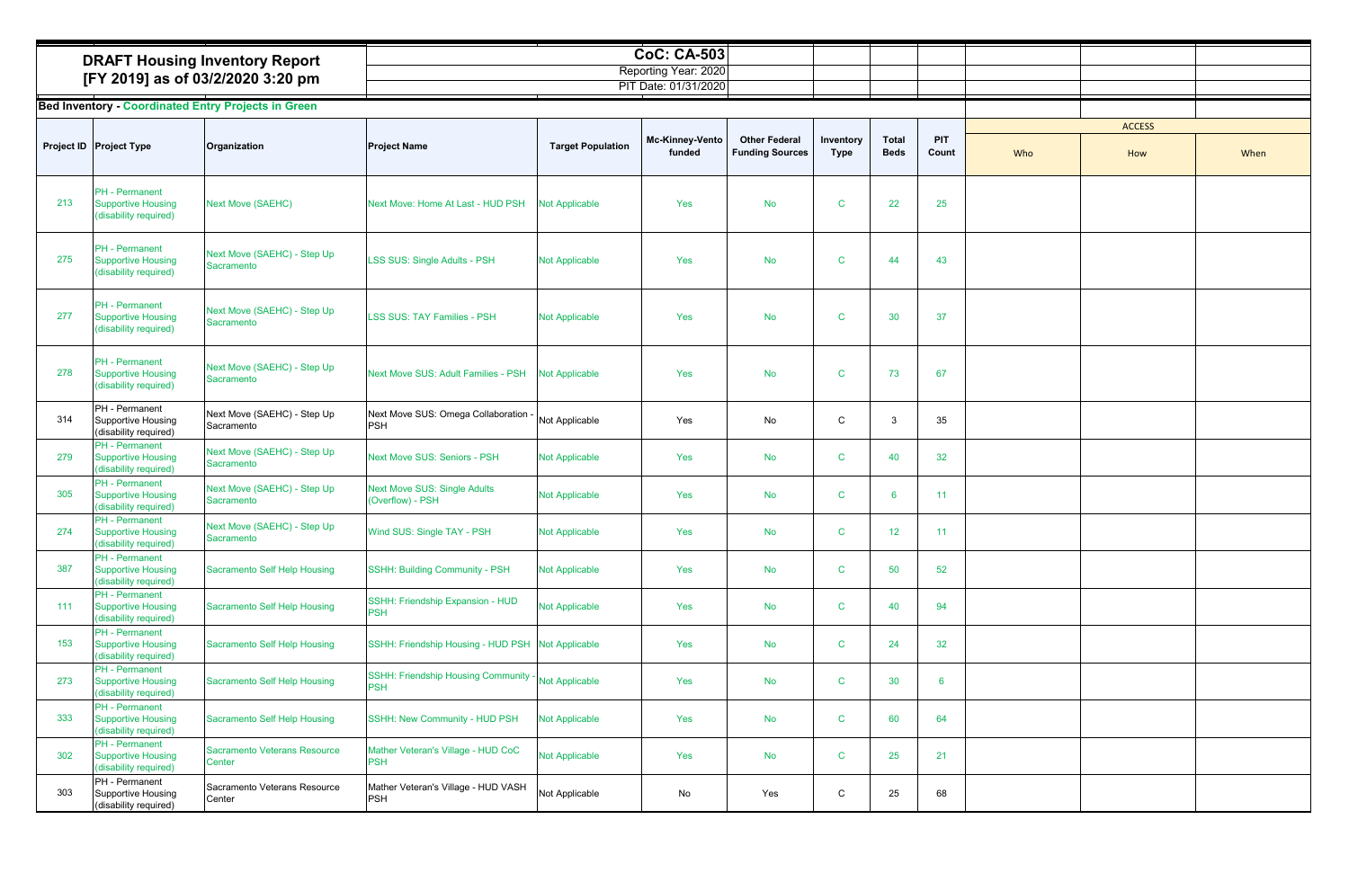## DRAFT Housing Inventory Report
## [FY 2019] as of 03/2/2020 3:20 pm

**CoC: CA-503**
Reporting Year: 2020
PIT Date: 01/31/2020

**Bed Inventory - Coordinated Entry Projects in Green**

| Project ID | Project Type | Organization | Project Name | Target Population | Mc-Kinney-Vento funded | Other Federal Funding Sources | Inventory Type | Total Beds | PIT Count | ACCESS | | |
|---|---|---|---|---|---|---|---|---|---|---|---|---|
| | | | | | | | | | | Who | How | When |
| 213 | PH - Permanent Supportive Housing (disability required) | Next Move (SAEHC) | Next Move: Home At Last - HUD PSH | Not Applicable | Yes | No | C | 22 | 25 | | | |
| 275 | PH - Permanent Supportive Housing (disability required) | Next Move (SAEHC) - Step Up Sacramento | LSS SUS: Single Adults - PSH | Not Applicable | Yes | No | C | 44 | 43 | | | |
| 277 | PH - Permanent Supportive Housing (disability required) | Next Move (SAEHC) - Step Up Sacramento | LSS SUS: TAY Families - PSH | Not Applicable | Yes | No | C | 30 | 37 | | | |
| 278 | PH - Permanent Supportive Housing (disability required) | Next Move (SAEHC) - Step Up Sacramento | Next Move SUS: Adult Families - PSH | Not Applicable | Yes | No | C | 73 | 67 | | | |
| 314 | PH - Permanent Supportive Housing (disability required) | Next Move (SAEHC) - Step Up Sacramento | Next Move SUS: Omega Collaboration - PSH | Not Applicable | Yes | No | C | 3 | 35 | | | |
| 279 | PH - Permanent Supportive Housing (disability required) | Next Move (SAEHC) - Step Up Sacramento | Next Move SUS: Seniors - PSH | Not Applicable | Yes | No | C | 40 | 32 | | | |
| 305 | PH - Permanent Supportive Housing (disability required) | Next Move (SAEHC) - Step Up Sacramento | Next Move SUS: Single Adults (Overflow) - PSH | Not Applicable | Yes | No | C | 6 | 11 | | | |
| 274 | PH - Permanent Supportive Housing (disability required) | Next Move (SAEHC) - Step Up Sacramento | Wind SUS: Single TAY - PSH | Not Applicable | Yes | No | C | 12 | 11 | | | |
| 387 | PH - Permanent Supportive Housing (disability required) | Sacramento Self Help Housing | SSHH: Building Community - PSH | Not Applicable | Yes | No | C | 50 | 52 | | | |
| 111 | PH - Permanent Supportive Housing (disability required) | Sacramento Self Help Housing | SSHH: Friendship Expansion - HUD PSH | Not Applicable | Yes | No | C | 40 | 94 | | | |
| 153 | PH - Permanent Supportive Housing (disability required) | Sacramento Self Help Housing | SSHH: Friendship Housing - HUD PSH | Not Applicable | Yes | No | C | 24 | 32 | | | |
| 273 | PH - Permanent Supportive Housing (disability required) | Sacramento Self Help Housing | SSHH: Friendship Housing Community - PSH | Not Applicable | Yes | No | C | 30 | 6 | | | |
| 333 | PH - Permanent Supportive Housing (disability required) | Sacramento Self Help Housing | SSHH: New Community - HUD PSH | Not Applicable | Yes | No | C | 60 | 64 | | | |
| 302 | PH - Permanent Supportive Housing (disability required) | Sacramento Veterans Resource Center | Mather Veteran's Village - HUD CoC PSH | Not Applicable | Yes | No | C | 25 | 21 | | | |
| 303 | PH - Permanent Supportive Housing (disability required) | Sacramento Veterans Resource Center | Mather Veteran's Village - HUD VASH PSH | Not Applicable | No | Yes | C | 25 | 68 | | | |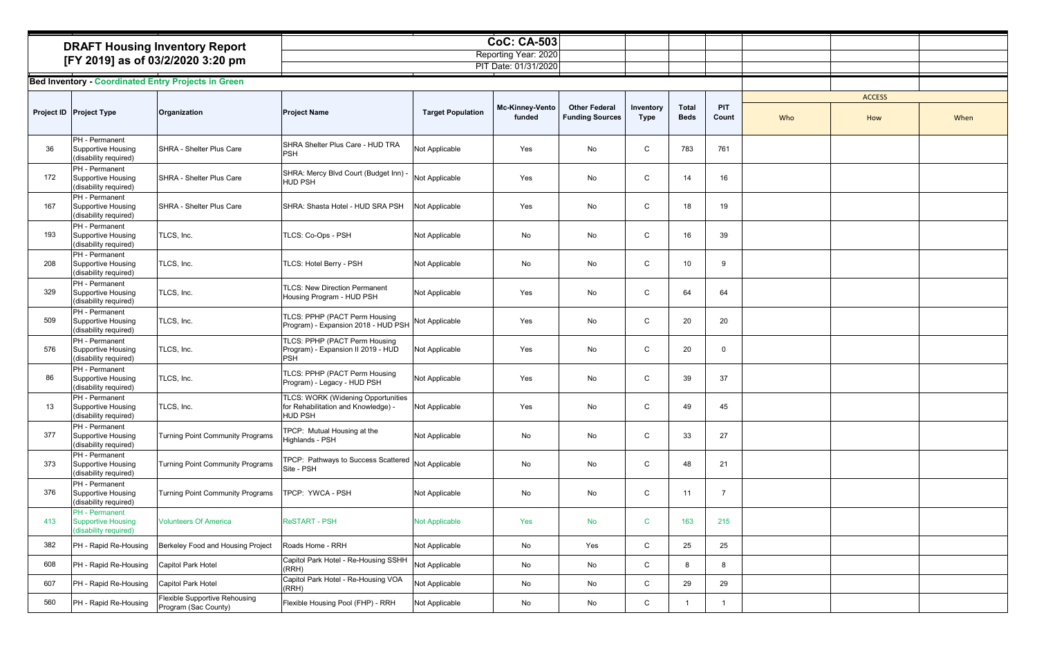## DRAFT Housing Inventory Report
## [FY 2019] as of 03/2/2020 3:20 pm

CoC: CA-503
Reporting Year: 2020
PIT Date: 01/31/2020

**Bed Inventory - Coordinated Entry Projects in Green**

| Project ID | Project Type | Organization | Project Name | Target Population | Mc-Kinney-Vento funded | Other Federal Funding Sources | Inventory Type | Total Beds | PIT Count | ACCESS | | |
|---|---|---|---|---|---|---|---|---|---|---|---|---|
| | | | | | | | | | | Who | How | When |
| 36 | PH - Permanent Supportive Housing (disability required) | SHRA - Shelter Plus Care | SHRA Shelter Plus Care - HUD TRA PSH | Not Applicable | Yes | No | C | 783 | 761 | | | |
| 172 | PH - Permanent Supportive Housing (disability required) | SHRA - Shelter Plus Care | SHRA: Mercy Blvd Court (Budget Inn) - HUD PSH | Not Applicable | Yes | No | C | 14 | 16 | | | |
| 167 | PH - Permanent Supportive Housing (disability required) | SHRA - Shelter Plus Care | SHRA: Shasta Hotel - HUD SRA PSH | Not Applicable | Yes | No | C | 18 | 19 | | | |
| 193 | PH - Permanent Supportive Housing (disability required) | TLCS, Inc. | TLCS: Co-Ops - PSH | Not Applicable | No | No | C | 16 | 39 | | | |
| 208 | PH - Permanent Supportive Housing (disability required) | TLCS, Inc. | TLCS: Hotel Berry - PSH | Not Applicable | No | No | C | 10 | 9 | | | |
| 329 | PH - Permanent Supportive Housing (disability required) | TLCS, Inc. | TLCS: New Direction Permanent Housing Program - HUD PSH | Not Applicable | Yes | No | C | 64 | 64 | | | |
| 509 | PH - Permanent Supportive Housing (disability required) | TLCS, Inc. | TLCS: PPHP (PACT Perm Housing Program) - Expansion 2018 - HUD PSH | Not Applicable | Yes | No | C | 20 | 20 | | | |
| 576 | PH - Permanent Supportive Housing (disability required) | TLCS, Inc. | TLCS: PPHP (PACT Perm Housing Program) - Expansion II 2019 - HUD PSH | Not Applicable | Yes | No | C | 20 | 0 | | | |
| 86 | PH - Permanent Supportive Housing (disability required) | TLCS, Inc. | TLCS: PPHP (PACT Perm Housing Program) - Legacy - HUD PSH | Not Applicable | Yes | No | C | 39 | 37 | | | |
| 13 | PH - Permanent Supportive Housing (disability required) | TLCS, Inc. | TLCS: WORK (Widening Opportunities for Rehabilitation and Knowledge) - HUD PSH | Not Applicable | Yes | No | C | 49 | 45 | | | |
| 377 | PH - Permanent Supportive Housing (disability required) | Turning Point Community Programs | TPCP: Mutual Housing at the Highlands - PSH | Not Applicable | No | No | C | 33 | 27 | | | |
| 373 | PH - Permanent Supportive Housing (disability required) | Turning Point Community Programs | TPCP: Pathways to Success Scattered Site - PSH | Not Applicable | No | No | C | 48 | 21 | | | |
| 376 | PH - Permanent Supportive Housing (disability required) | Turning Point Community Programs | TPCP: YWCA - PSH | Not Applicable | No | No | C | 11 | 7 | | | |
| 413 | PH - Permanent Supportive Housing (disability required) | Volunteers Of America | ReSTART - PSH | Not Applicable | Yes | No | C | 163 | 215 | | | |
| 382 | PH - Rapid Re-Housing | Berkeley Food and Housing Project | Roads Home - RRH | Not Applicable | No | Yes | C | 25 | 25 | | | |
| 608 | PH - Rapid Re-Housing | Capitol Park Hotel | Capitol Park Hotel - Re-Housing SSHH (RRH) | Not Applicable | No | No | C | 8 | 8 | | | |
| 607 | PH - Rapid Re-Housing | Capitol Park Hotel | Capitol Park Hotel - Re-Housing VOA (RRH) | Not Applicable | No | No | C | 29 | 29 | | | |
| 560 | PH - Rapid Re-Housing | Flexible Supportive Rehousing Program (Sac County) | Flexible Housing Pool (FHP) - RRH | Not Applicable | No | No | C | 1 | 1 | | | |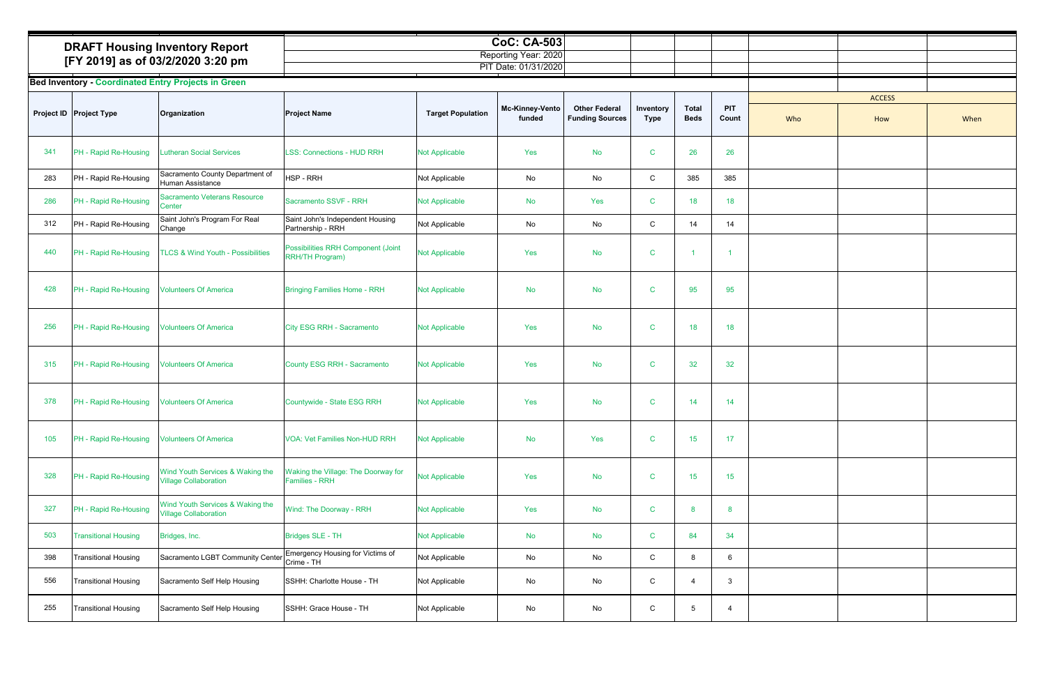# DRAFT Housing Inventory Report
## [FY 2019] as of 03/2/2020 3:20 pm

**CoC: CA-503**
Reporting Year: 2020
PIT Date: 01/31/2020

**Bed Inventory - Coordinated Entry Projects in Green**

| Project ID | Project Type | Organization | Project Name | Target Population | Mc-Kinney-Vento funded | Other Federal Funding Sources | Inventory Type | Total Beds | PIT Count | ACCESS | | |
|---|---|---|---|---|---|---|---|---|---|---|---|---|
| | | | | | | | | | | Who | How | When |
| 341 | PH - Rapid Re-Housing | Lutheran Social Services | LSS: Connections - HUD RRH | Not Applicable | Yes | No | C | 26 | 26 | | | |
| 283 | PH - Rapid Re-Housing | Sacramento County Department of Human Assistance | HSP - RRH | Not Applicable | No | No | C | 385 | 385 | | | |
| 286 | PH - Rapid Re-Housing | Sacramento Veterans Resource Center | Sacramento SSVF - RRH | Not Applicable | No | Yes | C | 18 | 18 | | | |
| 312 | PH - Rapid Re-Housing | Saint John's Program For Real Change | Saint John's Independent Housing Partnership - RRH | Not Applicable | No | No | C | 14 | 14 | | | |
| 440 | PH - Rapid Re-Housing | TLCS & Wind Youth - Possibilities | Possibilities RRH Component (Joint RRH/TH Program) | Not Applicable | Yes | No | C | 1 | 1 | | | |
| 428 | PH - Rapid Re-Housing | Volunteers Of America | Bringing Families Home - RRH | Not Applicable | No | No | C | 95 | 95 | | | |
| 256 | PH - Rapid Re-Housing | Volunteers Of America | City ESG RRH - Sacramento | Not Applicable | Yes | No | C | 18 | 18 | | | |
| 315 | PH - Rapid Re-Housing | Volunteers Of America | County ESG RRH - Sacramento | Not Applicable | Yes | No | C | 32 | 32 | | | |
| 378 | PH - Rapid Re-Housing | Volunteers Of America | Countywide - State ESG RRH | Not Applicable | Yes | No | C | 14 | 14 | | | |
| 105 | PH - Rapid Re-Housing | Volunteers Of America | VOA: Vet Families Non-HUD RRH | Not Applicable | No | Yes | C | 15 | 17 | | | |
| 328 | PH - Rapid Re-Housing | Wind Youth Services & Waking the Village Collaboration | Waking the Village: The Doorway for Families - RRH | Not Applicable | Yes | No | C | 15 | 15 | | | |
| 327 | PH - Rapid Re-Housing | Wind Youth Services & Waking the Village Collaboration | Wind: The Doorway - RRH | Not Applicable | Yes | No | C | 8 | 8 | | | |
| 503 | Transitional Housing | Bridges, Inc. | Bridges SLE - TH | Not Applicable | No | No | C | 84 | 34 | | | |
| 398 | Transitional Housing | Sacramento LGBT Community Center | Emergency Housing for Victims of Crime - TH | Not Applicable | No | No | C | 8 | 6 | | | |
| 556 | Transitional Housing | Sacramento Self Help Housing | SSHH: Charlotte House - TH | Not Applicable | No | No | C | 4 | 3 | | | |
| 255 | Transitional Housing | Sacramento Self Help Housing | SSHH: Grace House - TH | Not Applicable | No | No | C | 5 | 4 | | | |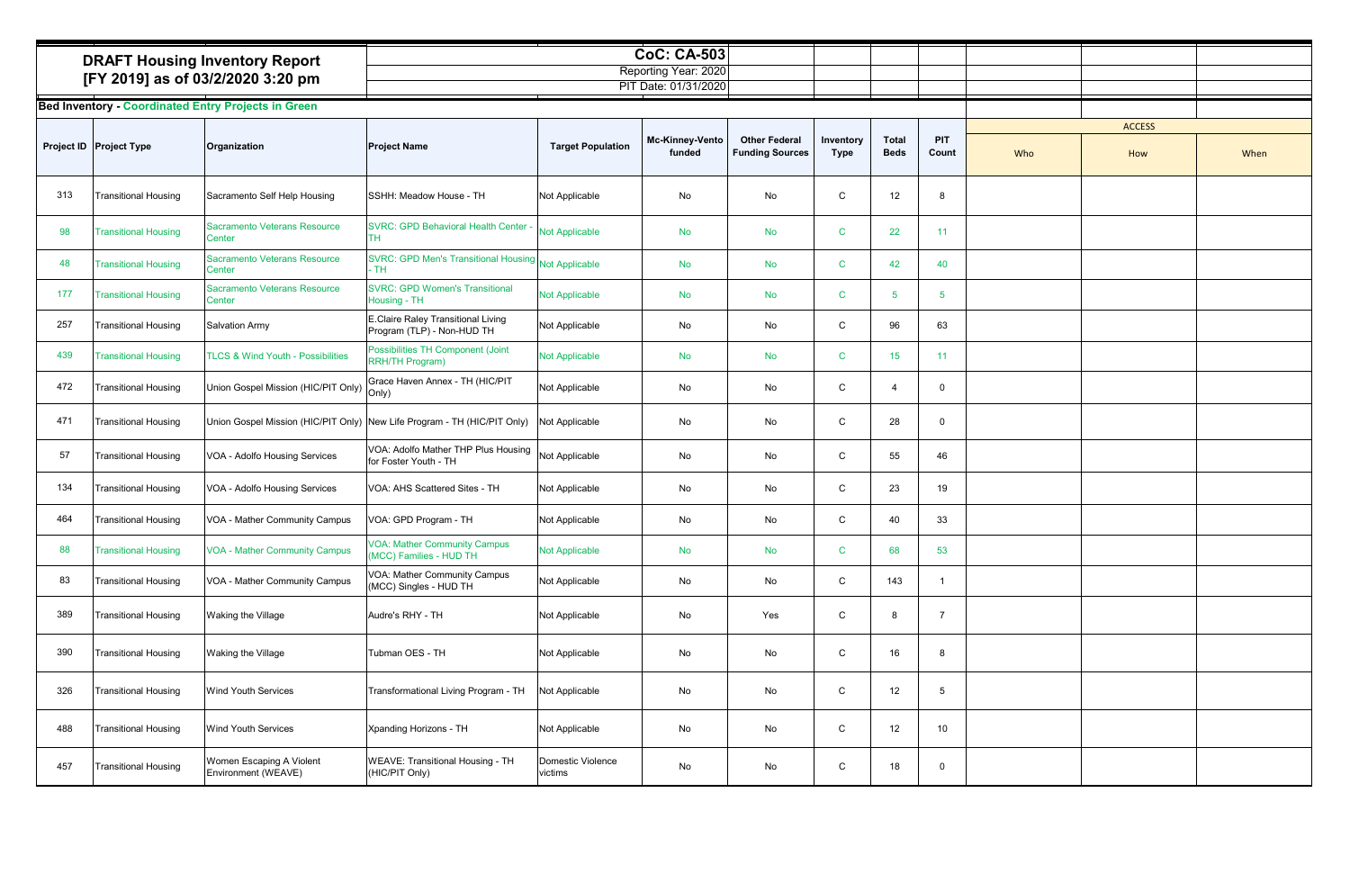# DRAFT Housing Inventory Report
## [FY 2019] as of 03/2/2020 3:20 pm

**CoC: CA-503**
Reporting Year: 2020
PIT Date: 01/31/2020

**Bed Inventory - Coordinated Entry Projects in Green**

| Project ID | Project Type | Organization | Project Name | Target Population | Mc-Kinney-Vento funded | Other Federal Funding Sources | Inventory Type | Total Beds | PIT Count | ACCESS | | |
|---|---|---|---|---|---|---|---|---|---|---|---|---|
| | | | | | | | | | | Who | How | When |
| 313 | Transitional Housing | Sacramento Self Help Housing | SSHH: Meadow House - TH | Not Applicable | No | No | C | 12 | 8 | | | |
| 98 | Transitional Housing | Sacramento Veterans Resource Center | SVRC: GPD Behavioral Health Center - TH | Not Applicable | No | No | C | 22 | 11 | | | |
| 48 | Transitional Housing | Sacramento Veterans Resource Center | SVRC: GPD Men's Transitional Housing - TH | Not Applicable | No | No | C | 42 | 40 | | | |
| 177 | Transitional Housing | Sacramento Veterans Resource Center | SVRC: GPD Women's Transitional Housing - TH | Not Applicable | No | No | C | 5 | 5 | | | |
| 257 | Transitional Housing | Salvation Army | E.Claire Raley Transitional Living Program (TLP) - Non-HUD TH | Not Applicable | No | No | C | 96 | 63 | | | |
| 439 | Transitional Housing | TLCS & Wind Youth - Possibilities | Possibilities TH Component (Joint RRH/TH Program) | Not Applicable | No | No | C | 15 | 11 | | | |
| 472 | Transitional Housing | Union Gospel Mission (HIC/PIT Only) | Grace Haven Annex - TH (HIC/PIT Only) | Not Applicable | No | No | C | 4 | 0 | | | |
| 471 | Transitional Housing | Union Gospel Mission (HIC/PIT Only) | New Life Program - TH (HIC/PIT Only) | Not Applicable | No | No | C | 28 | 0 | | | |
| 57 | Transitional Housing | VOA - Adolfo Housing Services | VOA: Adolfo Mather THP Plus Housing for Foster Youth - TH | Not Applicable | No | No | C | 55 | 46 | | | |
| 134 | Transitional Housing | VOA - Adolfo Housing Services | VOA: AHS Scattered Sites - TH | Not Applicable | No | No | C | 23 | 19 | | | |
| 464 | Transitional Housing | VOA - Mather Community Campus | VOA: GPD Program - TH | Not Applicable | No | No | C | 40 | 33 | | | |
| 88 | Transitional Housing | VOA - Mather Community Campus | VOA: Mather Community Campus (MCC) Families - HUD TH | Not Applicable | No | No | C | 68 | 53 | | | |
| 83 | Transitional Housing | VOA - Mather Community Campus | VOA: Mather Community Campus (MCC) Singles - HUD TH | Not Applicable | No | No | C | 143 | 1 | | | |
| 389 | Transitional Housing | Waking the Village | Audre's RHY - TH | Not Applicable | No | Yes | C | 8 | 7 | | | |
| 390 | Transitional Housing | Waking the Village | Tubman OES - TH | Not Applicable | No | No | C | 16 | 8 | | | |
| 326 | Transitional Housing | Wind Youth Services | Transformational Living Program - TH | Not Applicable | No | No | C | 12 | 5 | | | |
| 488 | Transitional Housing | Wind Youth Services | Xpanding Horizons - TH | Not Applicable | No | No | C | 12 | 10 | | | |
| 457 | Transitional Housing | Women Escaping A Violent Environment (WEAVE) | WEAVE: Transitional Housing - TH (HIC/PIT Only) | Domestic Violence victims | No | No | C | 18 | 0 | | | |